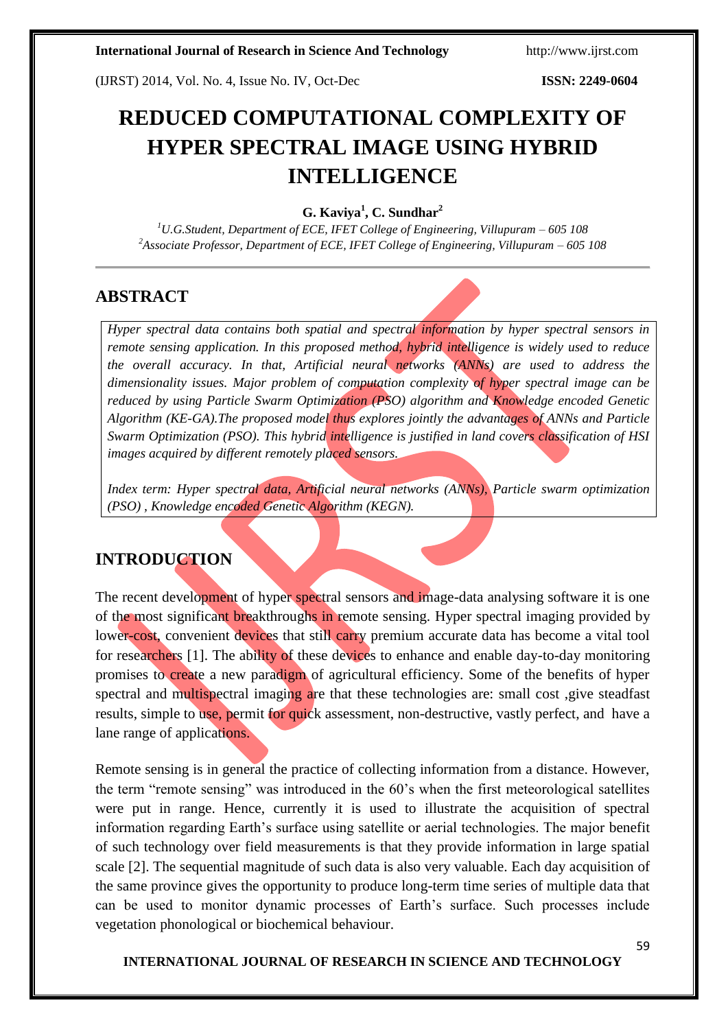# REDUCED COMPUTATIONAL COMPLEXITY OF HYPER SPECTRAL IMAGE USING HYBRID INTELLIGENCE

**G. Kaviya[1], C. Sundhar[2]**

[1]*U.G.Student, Department of ECE, IFET College of Engineering, Villupuram – 605 108*
[2]*Associate Professor, Department of ECE, IFET College of Engineering, Villupuram – 605 108*

## ABSTRACT

*Hyper spectral data contains both spatial and spectral information by hyper spectral sensors in remote sensing application. In this proposed method, hybrid intelligence is widely used to reduce the overall accuracy. In that, Artificial neural networks (ANNs) are used to address the dimensionality issues. Major problem of computation complexity of hyper spectral image can be reduced by using Particle Swarm Optimization (PSO) algorithm and Knowledge encoded Genetic Algorithm (KE-GA).The proposed model thus explores jointly the advantages of ANNs and Particle Swarm Optimization (PSO). This hybrid intelligence is justified in land covers classification of HSI images acquired by different remotely placed sensors.*

*Index term: Hyper spectral data, Artificial neural networks (ANNs), Particle swarm optimization (PSO) , Knowledge encoded Genetic Algorithm (KEGN).*

## INTRODUCTION

The recent development of hyper spectral sensors and image-data analysing software it is one of the most significant breakthroughs in remote sensing. Hyper spectral imaging provided by lower-cost, convenient devices that still carry premium accurate data has become a vital tool for researchers [1]. The ability of these devices to enhance and enable day-to-day monitoring promises to create a new paradigm of agricultural efficiency. Some of the benefits of hyper spectral and multispectral imaging are that these technologies are: small cost ,give steadfast results, simple to use, permit for quick assessment, non-destructive, vastly perfect, and have a lane range of applications.

Remote sensing is in general the practice of collecting information from a distance. However, the term "remote sensing" was introduced in the 60's when the first meteorological satellites were put in range. Hence, currently it is used to illustrate the acquisition of spectral information regarding Earth's surface using satellite or aerial technologies. The major benefit of such technology over field measurements is that they provide information in large spatial scale [2]. The sequential magnitude of such data is also very valuable. Each day acquisition of the same province gives the opportunity to produce long-term time series of multiple data that can be used to monitor dynamic processes of Earth's surface. Such processes include vegetation phonological or biochemical behaviour.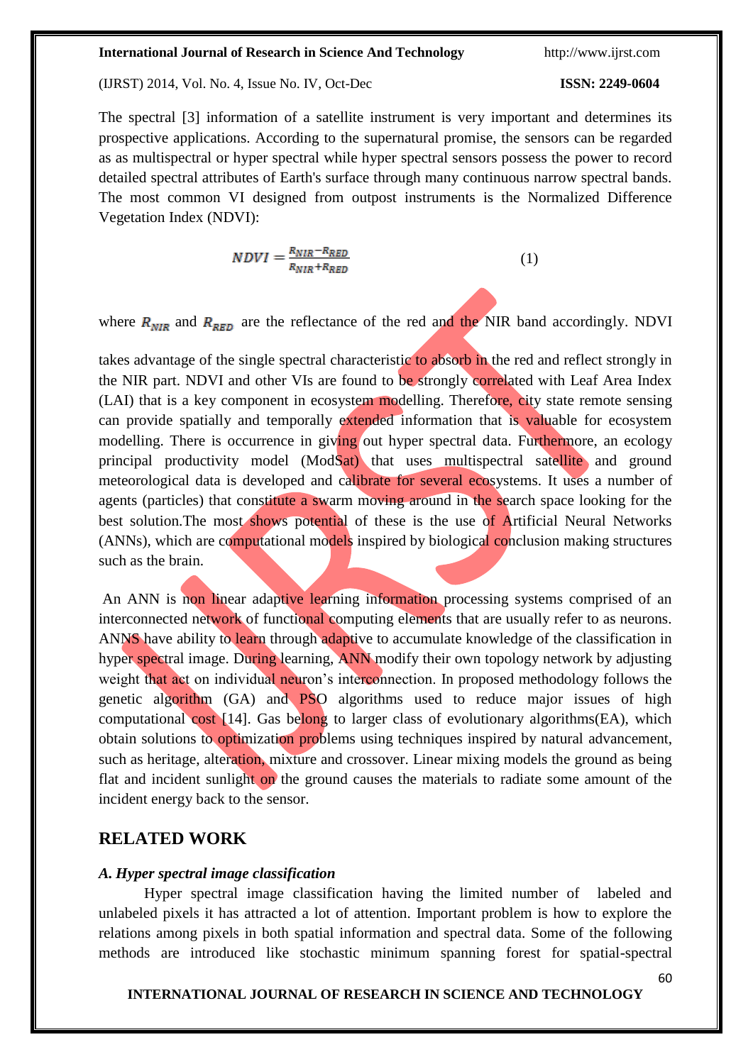The spectral [3] information of a satellite instrument is very important and determines its prospective applications. According to the supernatural promise, the sensors can be regarded as as multispectral or hyper spectral while hyper spectral sensors possess the power to record detailed spectral attributes of Earth's surface through many continuous narrow spectral bands. The most common VI designed from outpost instruments is the Normalized Difference Vegetation Index (NDVI):

$$NDVI = \frac{R_{NIR} - R_{RED}}{R_{NIR} + R_{RED}} \quad (1)$$

where $R_{NIR}$ and $R_{RED}$ are the reflectance of the red and the NIR band accordingly. NDVI

takes advantage of the single spectral characteristic to absorb in the red and reflect strongly in the NIR part. NDVI and other VIs are found to be strongly correlated with Leaf Area Index (LAI) that is a key component in ecosystem modelling. Therefore, city state remote sensing can provide spatially and temporally extended information that is valuable for ecosystem modelling. There is occurrence in giving out hyper spectral data. Furthermore, an ecology principal productivity model (ModSat) that uses multispectral satellite and ground meteorological data is developed and calibrate for several ecosystems. It uses a number of agents (particles) that constitute a swarm moving around in the search space looking for the best solution.The most shows potential of these is the use of Artificial Neural Networks (ANNs), which are computational models inspired by biological conclusion making structures such as the brain.

An ANN is non linear adaptive learning information processing systems comprised of an interconnected network of functional computing elements that are usually refer to as neurons. ANNS have ability to learn through adaptive to accumulate knowledge of the classification in hyper spectral image. During learning, ANN modify their own topology network by adjusting weight that act on individual neuron's interconnection. In proposed methodology follows the genetic algorithm (GA) and PSO algorithms used to reduce major issues of high computational cost [14]. Gas belong to larger class of evolutionary algorithms(EA), which obtain solutions to optimization problems using techniques inspired by natural advancement, such as heritage, alteration, mixture and crossover. Linear mixing models the ground as being flat and incident sunlight on the ground causes the materials to radiate some amount of the incident energy back to the sensor.

## RELATED WORK

### *A. Hyper spectral image classification*

Hyper spectral image classification having the limited number of labeled and unlabeled pixels it has attracted a lot of attention. Important problem is how to explore the relations among pixels in both spatial information and spectral data. Some of the following methods are introduced like stochastic minimum spanning forest for spatial-spectral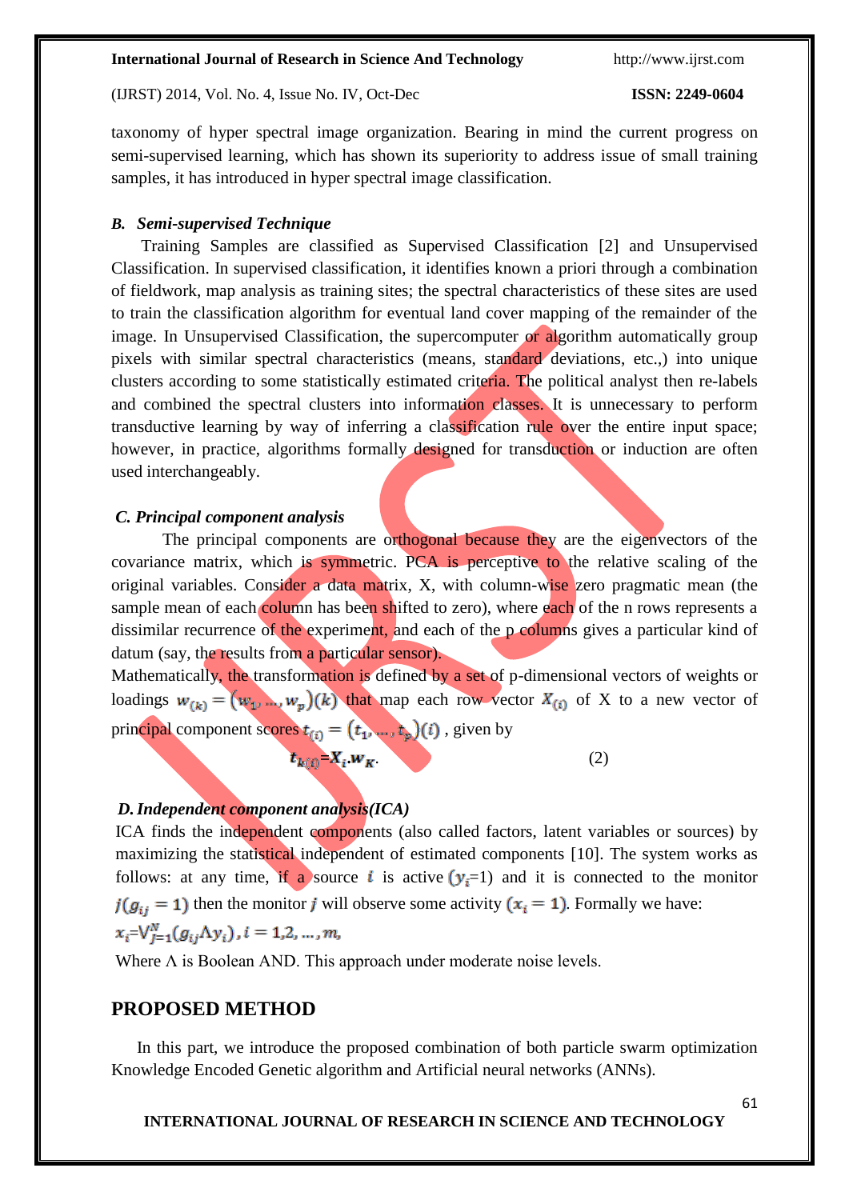taxonomy of hyper spectral image organization. Bearing in mind the current progress on semi-supervised learning, which has shown its superiority to address issue of small training samples, it has introduced in hyper spectral image classification.

### *B. Semi-supervised Technique*

Training Samples are classified as Supervised Classification [2] and Unsupervised Classification. In supervised classification, it identifies known a priori through a combination of fieldwork, map analysis as training sites; the spectral characteristics of these sites are used to train the classification algorithm for eventual land cover mapping of the remainder of the image. In Unsupervised Classification, the supercomputer or algorithm automatically group pixels with similar spectral characteristics (means, standard deviations, etc.,) into unique clusters according to some statistically estimated criteria. The political analyst then re-labels and combined the spectral clusters into information classes. It is unnecessary to perform transductive learning by way of inferring a classification rule over the entire input space; however, in practice, algorithms formally designed for transduction or induction are often used interchangeably.

### *C. Principal component analysis*

The principal components are orthogonal because they are the eigenvectors of the covariance matrix, which is symmetric. PCA is perceptive to the relative scaling of the original variables. Consider a data matrix, X, with column-wise zero pragmatic mean (the sample mean of each column has been shifted to zero), where each of the n rows represents a dissimilar recurrence of the experiment, and each of the p columns gives a particular kind of datum (say, the results from a particular sensor).

Mathematically, the transformation is defined by a set of p-dimensional vectors of weights or loadings $w_{(k)} = (w_1, \ldots, w_p)(k)$ that map each row vector $X_{(i)}$ of X to a new vector of principal component scores $t_{(i)} = (t_1, \ldots, t_p)(i)$ , given by

$$t_{k(i)} = X_i . w_K . \qquad (2)$$

### *D. Independent component analysis(ICA)*

ICA finds the independent components (also called factors, latent variables or sources) by maximizing the statistical independent of estimated components [10]. The system works as follows: at any time, if a source $i$ is active $(y_i=1)$ and it is connected to the monitor $j(g_{ij} = 1)$ then the monitor $j$ will observe some activity $(x_i = 1)$. Formally we have:

$x_i = \vee_{J=1}^{N} (g_{ij} \wedge y_i), i = 1,2, \ldots, m,$

Where Λ is Boolean AND. This approach under moderate noise levels.

## PROPOSED METHOD

In this part, we introduce the proposed combination of both particle swarm optimization Knowledge Encoded Genetic algorithm and Artificial neural networks (ANNs).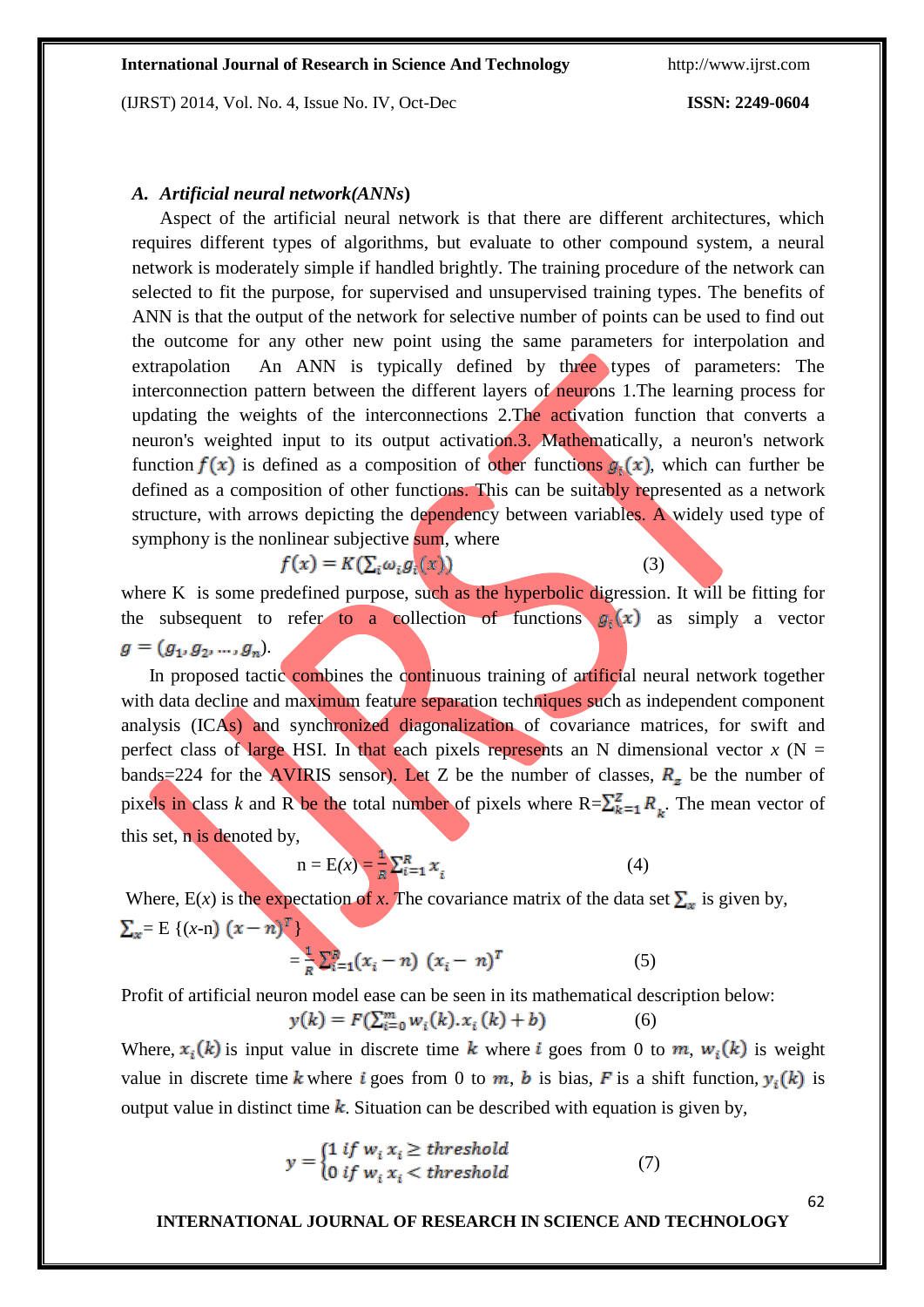### A. *Artificial neural network(ANNs)*

Aspect of the artificial neural network is that there are different architectures, which requires different types of algorithms, but evaluate to other compound system, a neural network is moderately simple if handled brightly. The training procedure of the network can selected to fit the purpose, for supervised and unsupervised training types. The benefits of ANN is that the output of the network for selective number of points can be used to find out the outcome for any other new point using the same parameters for interpolation and extrapolation An ANN is typically defined by three types of parameters: The interconnection pattern between the different layers of neurons 1.The learning process for updating the weights of the interconnections 2.The activation function that converts a neuron's weighted input to its output activation.3. Mathematically, a neuron's network function $f(x)$ is defined as a composition of other functions $g_i(x)$, which can further be defined as a composition of other functions. This can be suitably represented as a network structure, with arrows depicting the dependency between variables. A widely used type of symphony is the nonlinear subjective sum, where

$$f(x) = K\left(\sum_i \omega_i g_i(x)\right) \tag{3}$$

where K is some predefined purpose, such as the hyperbolic digression. It will be fitting for the subsequent to refer to a collection of functions $g_i(x)$ as simply a vector $g = (g_1, g_2, \ldots, g_n)$.

In proposed tactic combines the continuous training of artificial neural network together with data decline and maximum feature separation techniques such as independent component analysis (ICAs) and synchronized diagonalization of covariance matrices, for swift and perfect class of large HSI. In that each pixels represents an N dimensional vector *x* (N = bands=224 for the AVIRIS sensor). Let Z be the number of classes, $R_z$ be the number of pixels in class *k* and R be the total number of pixels where R=$\sum_{k=1}^{Z} R_k$. The mean vector of this set, n is denoted by,

$$n = E(x) = \frac{1}{R}\sum_{i=1}^{R} x_i \tag{4}$$

Where, E(*x*) is the expectation of *x*. The covariance matrix of the data set $\sum_x$ is given by,

$$\textstyle\sum_x = E\{(x-n)\,(x-n)^T\}$$

$$= \frac{1}{R}\sum_{i=1}^{R}(x_i - n)\,(x_i - n)^T \tag{5}$$

Profit of artificial neuron model ease can be seen in its mathematical description below:

$$y(k) = F\left(\sum_{i=0}^{m} w_i(k).x_i(k) + b\right) \tag{6}$$

Where, $x_i(k)$ is input value in discrete time $k$ where $i$ goes from 0 to $m$, $w_i(k)$ is weight value in discrete time $k$ where $i$ goes from 0 to $m$, $b$ is bias, $F$ is a shift function, $y_i(k)$ is output value in distinct time $k$. Situation can be described with equation is given by,

$$y = \begin{cases} 1 \text{ if } w_i x_i \geq threshold \\ 0 \text{ if } w_i x_i < threshold \end{cases} \tag{7}$$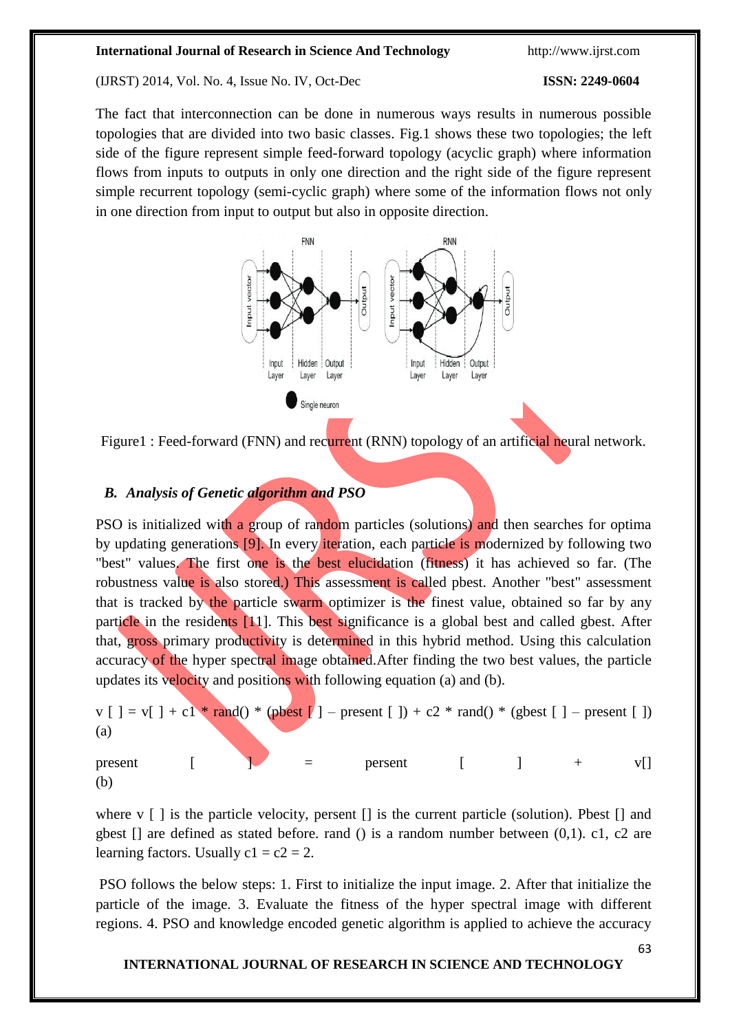The fact that interconnection can be done in numerous ways results in numerous possible topologies that are divided into two basic classes. Fig.1 shows these two topologies; the left side of the figure represent simple feed-forward topology (acyclic graph) where information flows from inputs to outputs in only one direction and the right side of the figure represent simple recurrent topology (semi-cyclic graph) where some of the information flows not only in one direction from input to output but also in opposite direction.

Figure1 : Feed-forward (FNN) and recurrent (RNN) topology of an artificial neural network.

### *B. Analysis of Genetic algorithm and PSO*

PSO is initialized with a group of random particles (solutions) and then searches for optima by updating generations [9]. In every iteration, each particle is modernized by following two "best" values. The first one is the best elucidation (fitness) it has achieved so far. (The robustness value is also stored.) This assessment is called pbest. Another "best" assessment that is tracked by the particle swarm optimizer is the finest value, obtained so far by any particle in the residents [11]. This best significance is a global best and called gbest. After that, gross primary productivity is determined in this hybrid method. Using this calculation accuracy of the hyper spectral image obtained.After finding the two best values, the particle updates its velocity and positions with following equation (a) and (b).

v [ ] = v[ ] + c1 * rand() * (pbest [ ] – present [ ]) + c2 * rand() * (gbest [ ] – present [ ]) (a)

present [ ] = persent [ ] + v[] (b)

where v [ ] is the particle velocity, persent [] is the current particle (solution). Pbest [] and gbest [] are defined as stated before. rand () is a random number between (0,1). c1, c2 are learning factors. Usually c1 = c2 = 2.

PSO follows the below steps: 1. First to initialize the input image. 2. After that initialize the particle of the image. 3. Evaluate the fitness of the hyper spectral image with different regions. 4. PSO and knowledge encoded genetic algorithm is applied to achieve the accuracy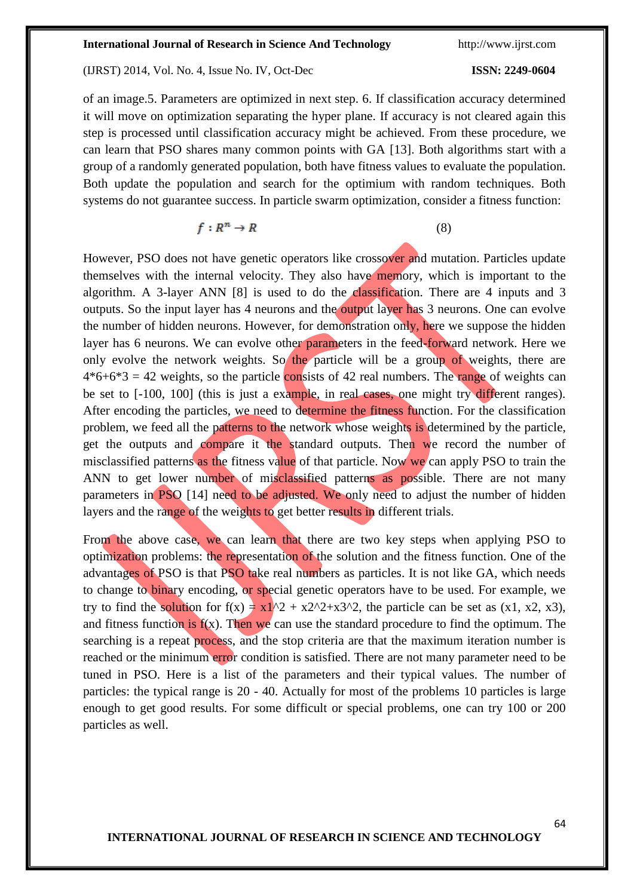of an image.5. Parameters are optimized in next step. 6. If classification accuracy determined it will move on optimization separating the hyper plane. If accuracy is not cleared again this step is processed until classification accuracy might be achieved. From these procedure, we can learn that PSO shares many common points with GA [13]. Both algorithms start with a group of a randomly generated population, both have fitness values to evaluate the population. Both update the population and search for the optimium with random techniques. Both systems do not guarantee success. In particle swarm optimization, consider a fitness function:

$$f : R^n \rightarrow R \tag{8}$$

However, PSO does not have genetic operators like crossover and mutation. Particles update themselves with the internal velocity. They also have memory, which is important to the algorithm. A 3-layer ANN [8] is used to do the classification. There are 4 inputs and 3 outputs. So the input layer has 4 neurons and the output layer has 3 neurons. One can evolve the number of hidden neurons. However, for demonstration only, here we suppose the hidden layer has 6 neurons. We can evolve other parameters in the feed-forward network. Here we only evolve the network weights. So the particle will be a group of weights, there are 4*6+6*3 = 42 weights, so the particle consists of 42 real numbers. The range of weights can be set to [-100, 100] (this is just a example, in real cases, one might try different ranges). After encoding the particles, we need to determine the fitness function. For the classification problem, we feed all the patterns to the network whose weights is determined by the particle, get the outputs and compare it the standard outputs. Then we record the number of misclassified patterns as the fitness value of that particle. Now we can apply PSO to train the ANN to get lower number of misclassified patterns as possible. There are not many parameters in PSO [14] need to be adjusted. We only need to adjust the number of hidden layers and the range of the weights to get better results in different trials.

From the above case, we can learn that there are two key steps when applying PSO to optimization problems: the representation of the solution and the fitness function. One of the advantages of PSO is that PSO take real numbers as particles. It is not like GA, which needs to change to binary encoding, or special genetic operators have to be used. For example, we try to find the solution for f(x) = x1^2 + x2^2+x3^2, the particle can be set as (x1, x2, x3), and fitness function is f(x). Then we can use the standard procedure to find the optimum. The searching is a repeat process, and the stop criteria are that the maximum iteration number is reached or the minimum error condition is satisfied. There are not many parameter need to be tuned in PSO. Here is a list of the parameters and their typical values. The number of particles: the typical range is 20 - 40. Actually for most of the problems 10 particles is large enough to get good results. For some difficult or special problems, one can try 100 or 200 particles as well.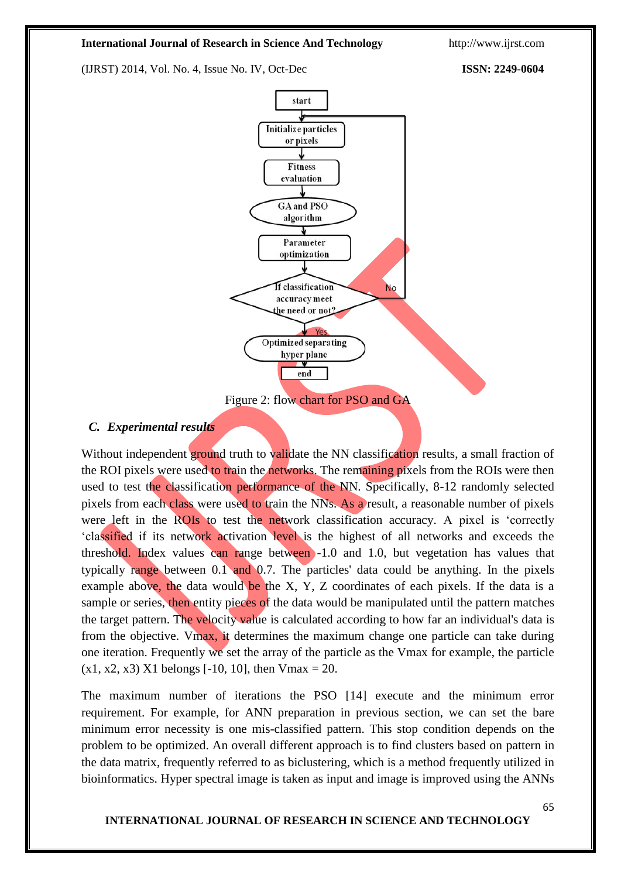Figure 2: flow chart for PSO and GA

### C. *Experimental results*

Without independent ground truth to validate the NN classification results, a small fraction of the ROI pixels were used to train the networks. The remaining pixels from the ROIs were then used to test the classification performance of the NN. Specifically, 8-12 randomly selected pixels from each class were used to train the NNs. As a result, a reasonable number of pixels were left in the ROIs to test the network classification accuracy. A pixel is 'correctly 'classified if its network activation level is the highest of all networks and exceeds the threshold. Index values can range between -1.0 and 1.0, but vegetation has values that typically range between 0.1 and 0.7. The particles' data could be anything. In the pixels example above, the data would be the X, Y, Z coordinates of each pixels. If the data is a sample or series, then entity pieces of the data would be manipulated until the pattern matches the target pattern. The velocity value is calculated according to how far an individual's data is from the objective. Vmax, it determines the maximum change one particle can take during one iteration. Frequently we set the array of the particle as the Vmax for example, the particle (x1, x2, x3) X1 belongs [-10, 10], then Vmax = 20.

The maximum number of iterations the PSO [14] execute and the minimum error requirement. For example, for ANN preparation in previous section, we can set the bare minimum error necessity is one mis-classified pattern. This stop condition depends on the problem to be optimized. An overall different approach is to find clusters based on pattern in the data matrix, frequently referred to as biclustering, which is a method frequently utilized in bioinformatics. Hyper spectral image is taken as input and image is improved using the ANNs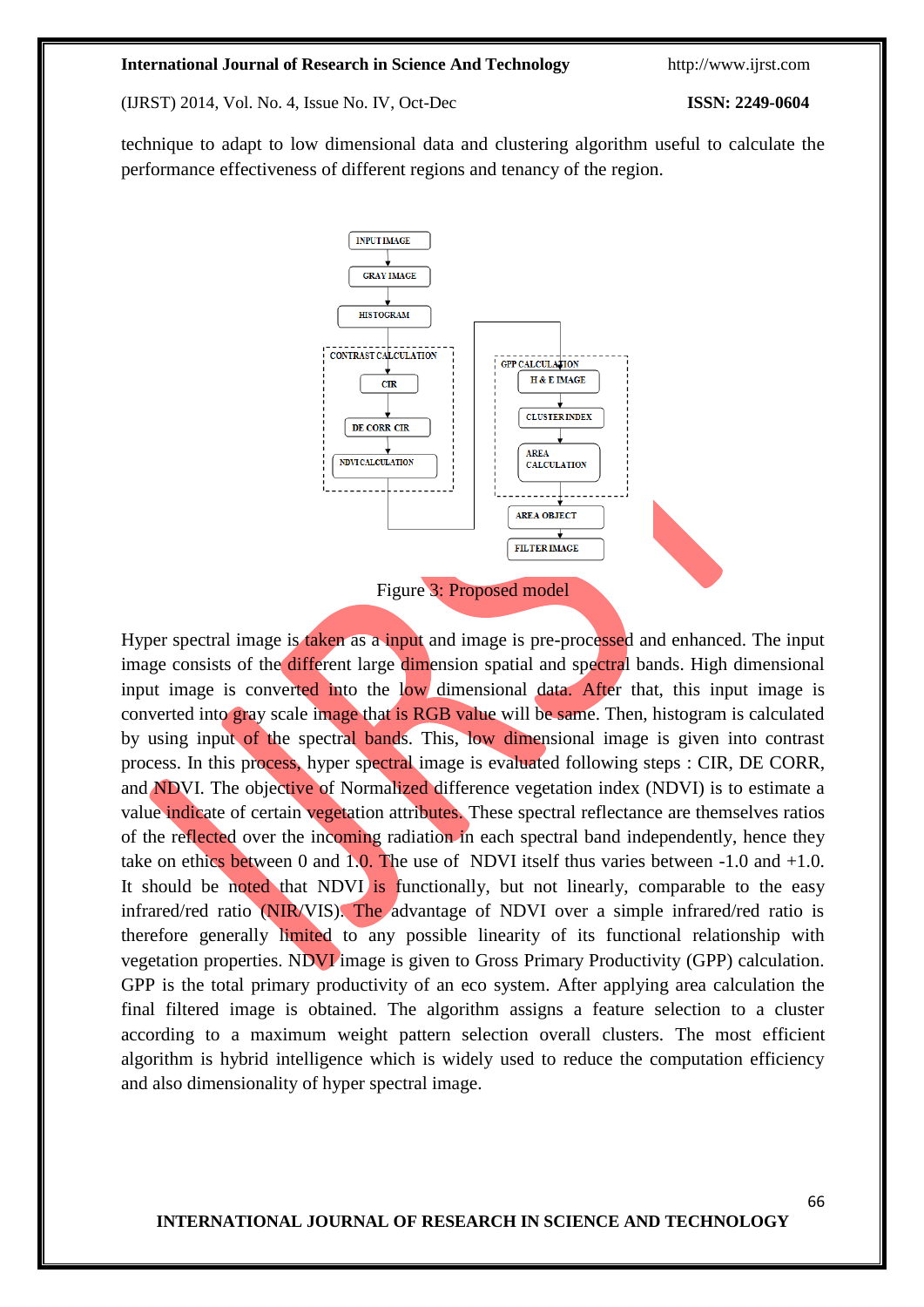technique to adapt to low dimensional data and clustering algorithm useful to calculate the performance effectiveness of different regions and tenancy of the region.

Figure 3: Proposed model

Hyper spectral image is taken as a input and image is pre-processed and enhanced. The input image consists of the different large dimension spatial and spectral bands. High dimensional input image is converted into the low dimensional data. After that, this input image is converted into gray scale image that is RGB value will be same. Then, histogram is calculated by using input of the spectral bands. This, low dimensional image is given into contrast process. In this process, hyper spectral image is evaluated following steps : CIR, DE CORR, and NDVI. The objective of Normalized difference vegetation index (NDVI) is to estimate a value indicate of certain vegetation attributes. These spectral reflectance are themselves ratios of the reflected over the incoming radiation in each spectral band independently, hence they take on ethics between 0 and 1.0. The use of NDVI itself thus varies between -1.0 and +1.0. It should be noted that NDVI is functionally, but not linearly, comparable to the easy infrared/red ratio (NIR/VIS). The advantage of NDVI over a simple infrared/red ratio is therefore generally limited to any possible linearity of its functional relationship with vegetation properties. NDVI image is given to Gross Primary Productivity (GPP) calculation. GPP is the total primary productivity of an eco system. After applying area calculation the final filtered image is obtained. The algorithm assigns a feature selection to a cluster according to a maximum weight pattern selection overall clusters. The most efficient algorithm is hybrid intelligence which is widely used to reduce the computation efficiency and also dimensionality of hyper spectral image.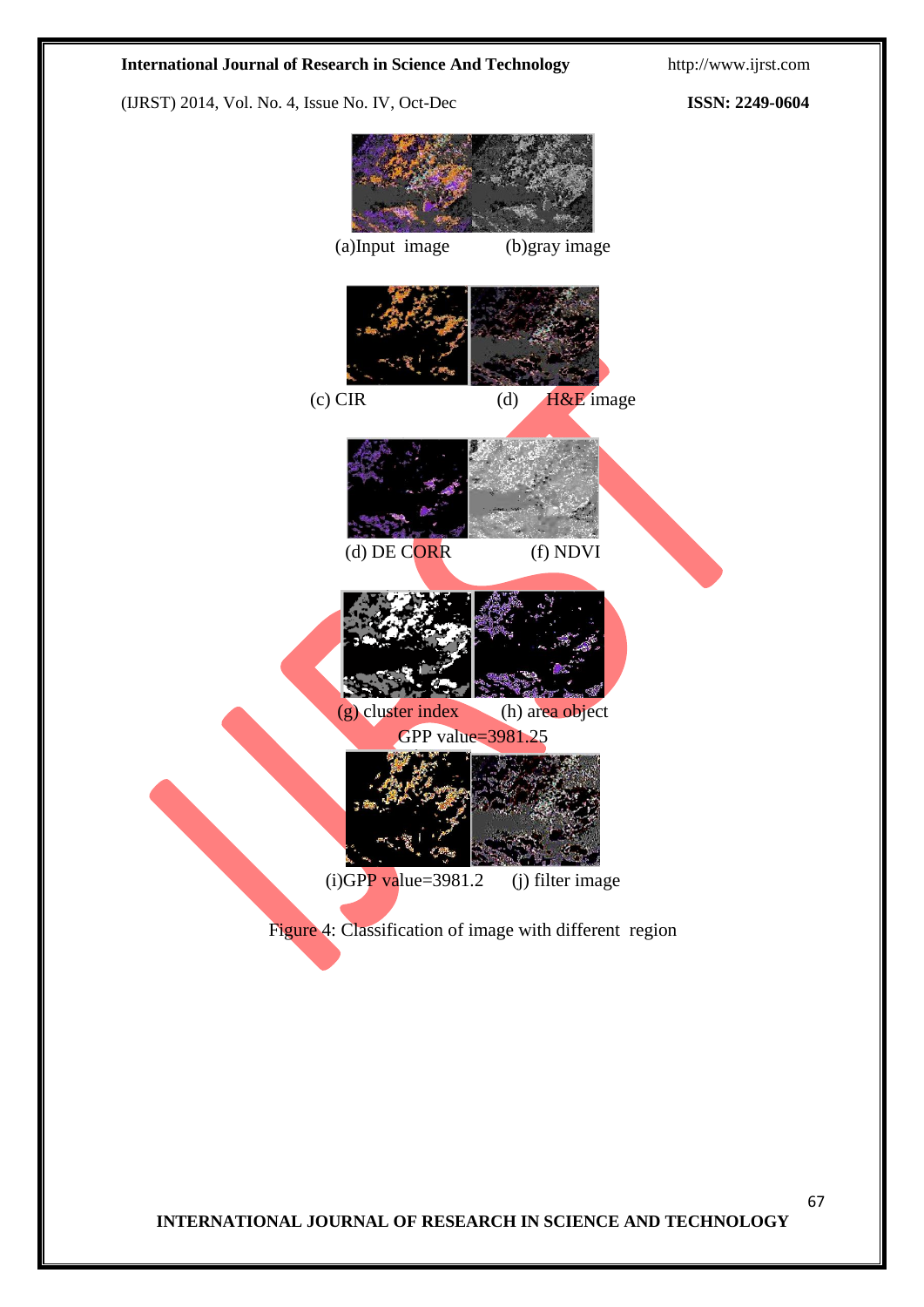(a)Input image (b)gray image

(c) CIR (d) H&E image

(d) DE CORR (f) NDVI

(g) cluster index (h) area object

GPP value=3981.25

(i)GPP value=3981.2 (j) filter image

Figure 4: Classification of image with different region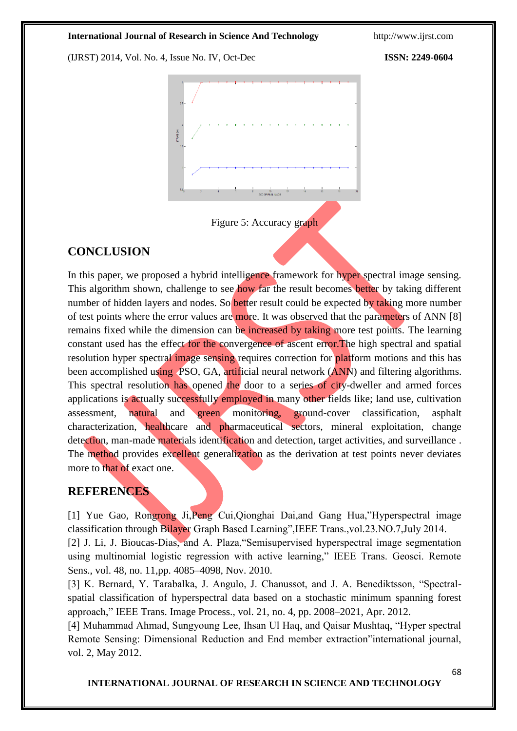Figure 5: Accuracy graph

## CONCLUSION

In this paper, we proposed a hybrid intelligence framework for hyper spectral image sensing. This algorithm shown, challenge to see how far the result becomes better by taking different number of hidden layers and nodes. So better result could be expected by taking more number of test points where the error values are more. It was observed that the parameters of ANN [8] remains fixed while the dimension can be increased by taking more test points. The learning constant used has the effect for the convergence of ascent error.The high spectral and spatial resolution hyper spectral image sensing requires correction for platform motions and this has been accomplished using PSO, GA, artificial neural network (ANN) and filtering algorithms. This spectral resolution has opened the door to a series of city-dweller and armed forces applications is actually successfully employed in many other fields like; land use, cultivation assessment, natural and green monitoring, ground-cover classification, asphalt characterization, healthcare and pharmaceutical sectors, mineral exploitation, change detection, man-made materials identification and detection, target activities, and surveillance . The method provides excellent generalization as the derivation at test points never deviates more to that of exact one.

## REFERENCES

[1] Yue Gao, Rongrong Ji,Peng Cui,Qionghai Dai,and Gang Hua,"Hyperspectral image classification through Bilayer Graph Based Learning",IEEE Trans.,vol.23.NO.7,July 2014.

[2] J. Li, J. Bioucas-Dias, and A. Plaza,"Semisupervised hyperspectral image segmentation using multinomial logistic regression with active learning," IEEE Trans. Geosci. Remote Sens., vol. 48, no. 11,pp. 4085–4098, Nov. 2010.

[3] K. Bernard, Y. Tarabalka, J. Angulo, J. Chanussot, and J. A. Benediktsson, "Spectral-spatial classification of hyperspectral data based on a stochastic minimum spanning forest approach," IEEE Trans. Image Process., vol. 21, no. 4, pp. 2008–2021, Apr. 2012.

[4] Muhammad Ahmad, Sungyoung Lee, Ihsan Ul Haq, and Qaisar Mushtaq, "Hyper spectral Remote Sensing: Dimensional Reduction and End member extraction"international journal, vol. 2, May 2012.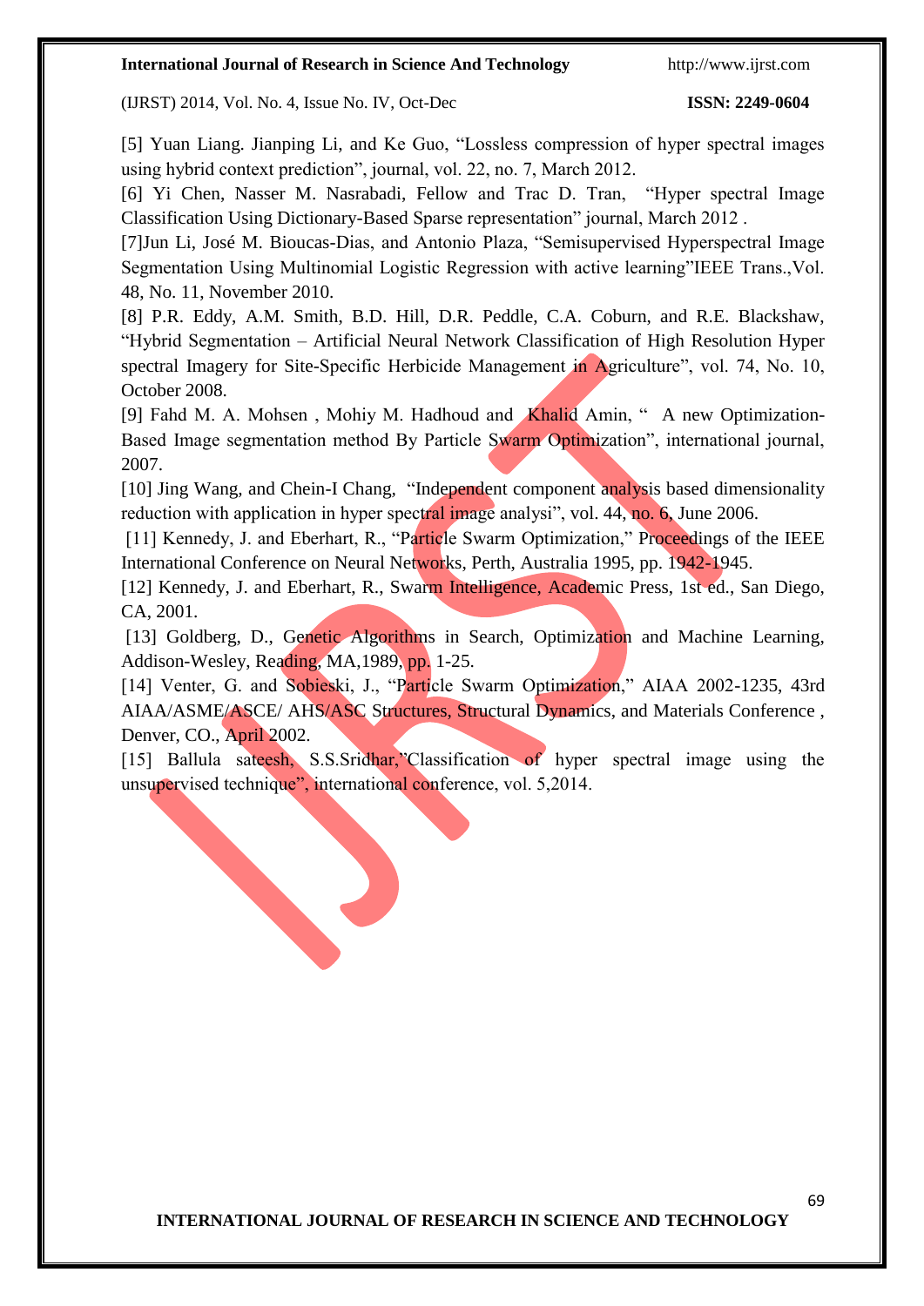[5] Yuan Liang. Jianping Li, and Ke Guo, "Lossless compression of hyper spectral images using hybrid context prediction", journal, vol. 22, no. 7, March 2012.

[6] Yi Chen, Nasser M. Nasrabadi, Fellow and Trac D. Tran, "Hyper spectral Image Classification Using Dictionary-Based Sparse representation" journal, March 2012 .

[7]Jun Li, José M. Bioucas-Dias, and Antonio Plaza, "Semisupervised Hyperspectral Image Segmentation Using Multinomial Logistic Regression with active learning"IEEE Trans.,Vol. 48, No. 11, November 2010.

[8] P.R. Eddy, A.M. Smith, B.D. Hill, D.R. Peddle, C.A. Coburn, and R.E. Blackshaw, "Hybrid Segmentation – Artificial Neural Network Classification of High Resolution Hyper spectral Imagery for Site-Specific Herbicide Management in Agriculture", vol. 74, No. 10, October 2008.

[9] Fahd M. A. Mohsen , Mohiy M. Hadhoud and Khalid Amin, " A new Optimization-Based Image segmentation method By Particle Swarm Optimization", international journal, 2007.

[10] Jing Wang, and Chein-I Chang, "Independent component analysis based dimensionality reduction with application in hyper spectral image analysi", vol. 44, no. 6, June 2006.

[11] Kennedy, J. and Eberhart, R., "Particle Swarm Optimization," Proceedings of the IEEE International Conference on Neural Networks, Perth, Australia 1995, pp. 1942-1945.

[12] Kennedy, J. and Eberhart, R., Swarm Intelligence, Academic Press, 1st ed., San Diego, CA, 2001.

[13] Goldberg, D., Genetic Algorithms in Search, Optimization and Machine Learning, Addison-Wesley, Reading, MA,1989, pp. 1-25.

[14] Venter, G. and Sobieski, J., "Particle Swarm Optimization," AIAA 2002-1235, 43rd AIAA/ASME/ASCE/ AHS/ASC Structures, Structural Dynamics, and Materials Conference , Denver, CO., April 2002.

[15] Ballula sateesh, S.S.Sridhar,"Classification of hyper spectral image using the unsupervised technique", international conference, vol. 5,2014.